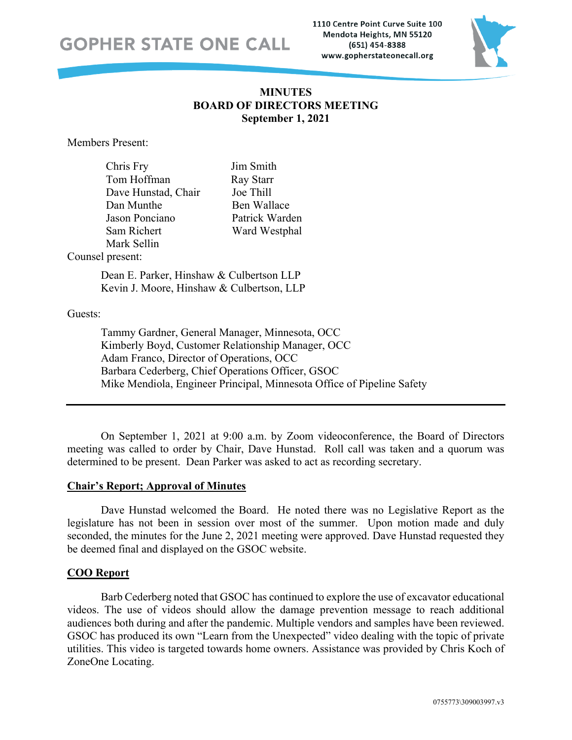GOPHER STATE ONE CALL

1110 Centre Point Curve Suite 100
Mendota Heights, MN 55120
(651) 454-8388
www.gopherstateonecall.org

# MINUTES
# BOARD OF DIRECTORS MEETING
# September 1, 2021

Members Present:

| | |
|---|---|
| Chris Fry | Jim Smith |
| Tom Hoffman | Ray Starr |
| Dave Hunstad, Chair | Joe Thill |
| Dan Munthe | Ben Wallace |
| Jason Ponciano | Patrick Warden |
| Sam Richert | Ward Westphal |
| Mark Sellin | |

Counsel present:

Dean E. Parker, Hinshaw & Culbertson LLP
Kevin J. Moore, Hinshaw & Culbertson, LLP

Guests:

Tammy Gardner, General Manager, Minnesota, OCC
Kimberly Boyd, Customer Relationship Manager, OCC
Adam Franco, Director of Operations, OCC
Barbara Cederberg, Chief Operations Officer, GSOC
Mike Mendiola, Engineer Principal, Minnesota Office of Pipeline Safety

---

On September 1, 2021 at 9:00 a.m. by Zoom videoconference, the Board of Directors meeting was called to order by Chair, Dave Hunstad. Roll call was taken and a quorum was determined to be present. Dean Parker was asked to act as recording secretary.

**Chair's Report; Approval of Minutes**

Dave Hunstad welcomed the Board. He noted there was no Legislative Report as the legislature has not been in session over most of the summer. Upon motion made and duly seconded, the minutes for the June 2, 2021 meeting were approved. Dave Hunstad requested they be deemed final and displayed on the GSOC website.

**COO Report**

Barb Cederberg noted that GSOC has continued to explore the use of excavator educational videos. The use of videos should allow the damage prevention message to reach additional audiences both during and after the pandemic. Multiple vendors and samples have been reviewed. GSOC has produced its own "Learn from the Unexpected" video dealing with the topic of private utilities. This video is targeted towards home owners. Assistance was provided by Chris Koch of ZoneOne Locating.

0755773\309003997.v3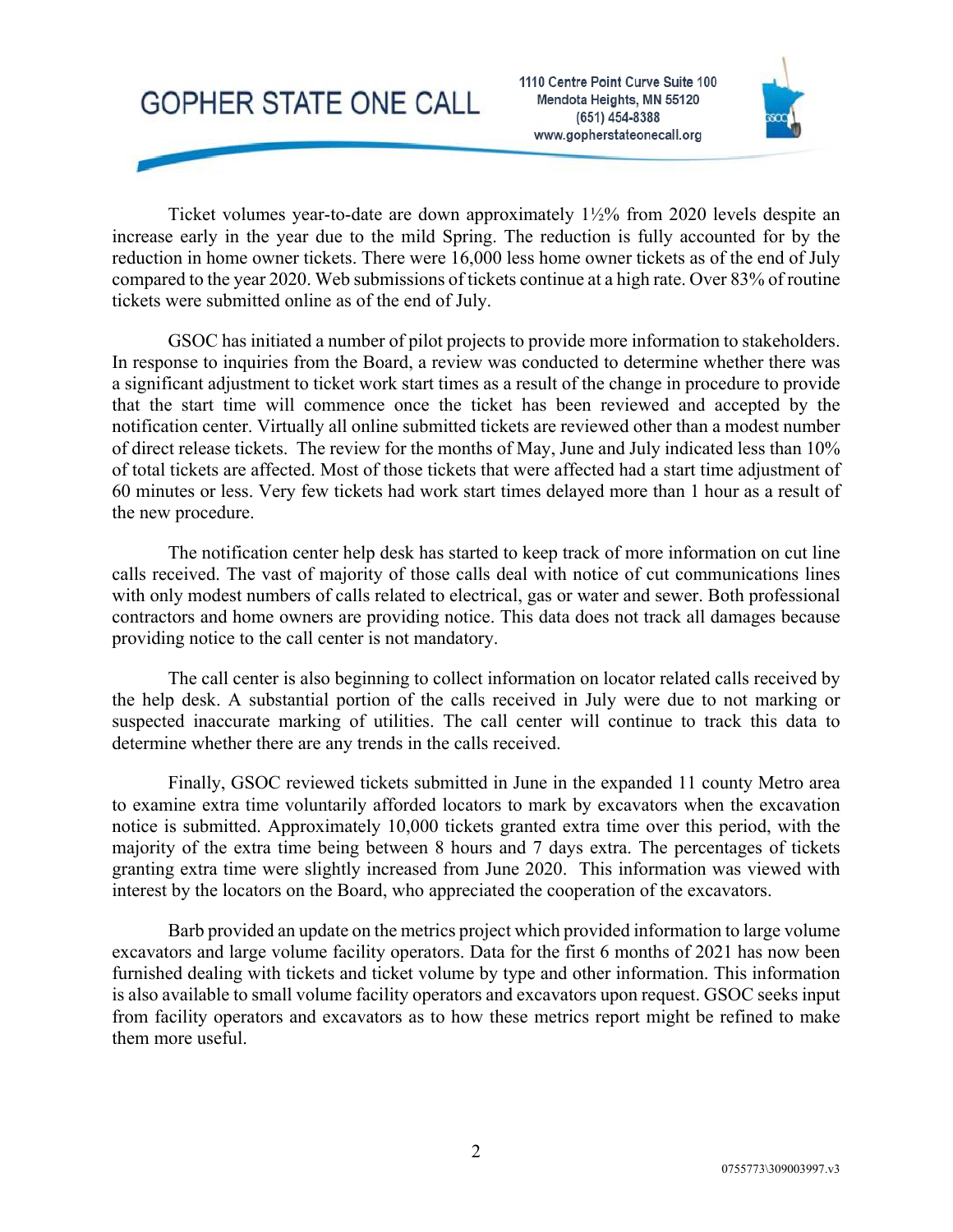Ticket volumes year-to-date are down approximately 1½% from 2020 levels despite an increase early in the year due to the mild Spring. The reduction is fully accounted for by the reduction in home owner tickets. There were 16,000 less home owner tickets as of the end of July compared to the year 2020. Web submissions of tickets continue at a high rate. Over 83% of routine tickets were submitted online as of the end of July.

GSOC has initiated a number of pilot projects to provide more information to stakeholders. In response to inquiries from the Board, a review was conducted to determine whether there was a significant adjustment to ticket work start times as a result of the change in procedure to provide that the start time will commence once the ticket has been reviewed and accepted by the notification center. Virtually all online submitted tickets are reviewed other than a modest number of direct release tickets. The review for the months of May, June and July indicated less than 10% of total tickets are affected. Most of those tickets that were affected had a start time adjustment of 60 minutes or less. Very few tickets had work start times delayed more than 1 hour as a result of the new procedure.

The notification center help desk has started to keep track of more information on cut line calls received. The vast of majority of those calls deal with notice of cut communications lines with only modest numbers of calls related to electrical, gas or water and sewer. Both professional contractors and home owners are providing notice. This data does not track all damages because providing notice to the call center is not mandatory.

The call center is also beginning to collect information on locator related calls received by the help desk. A substantial portion of the calls received in July were due to not marking or suspected inaccurate marking of utilities. The call center will continue to track this data to determine whether there are any trends in the calls received.

Finally, GSOC reviewed tickets submitted in June in the expanded 11 county Metro area to examine extra time voluntarily afforded locators to mark by excavators when the excavation notice is submitted. Approximately 10,000 tickets granted extra time over this period, with the majority of the extra time being between 8 hours and 7 days extra. The percentages of tickets granting extra time were slightly increased from June 2020. This information was viewed with interest by the locators on the Board, who appreciated the cooperation of the excavators.

Barb provided an update on the metrics project which provided information to large volume excavators and large volume facility operators. Data for the first 6 months of 2021 has now been furnished dealing with tickets and ticket volume by type and other information. This information is also available to small volume facility operators and excavators upon request. GSOC seeks input from facility operators and excavators as to how these metrics report might be refined to make them more useful.

0755773\309003997.v3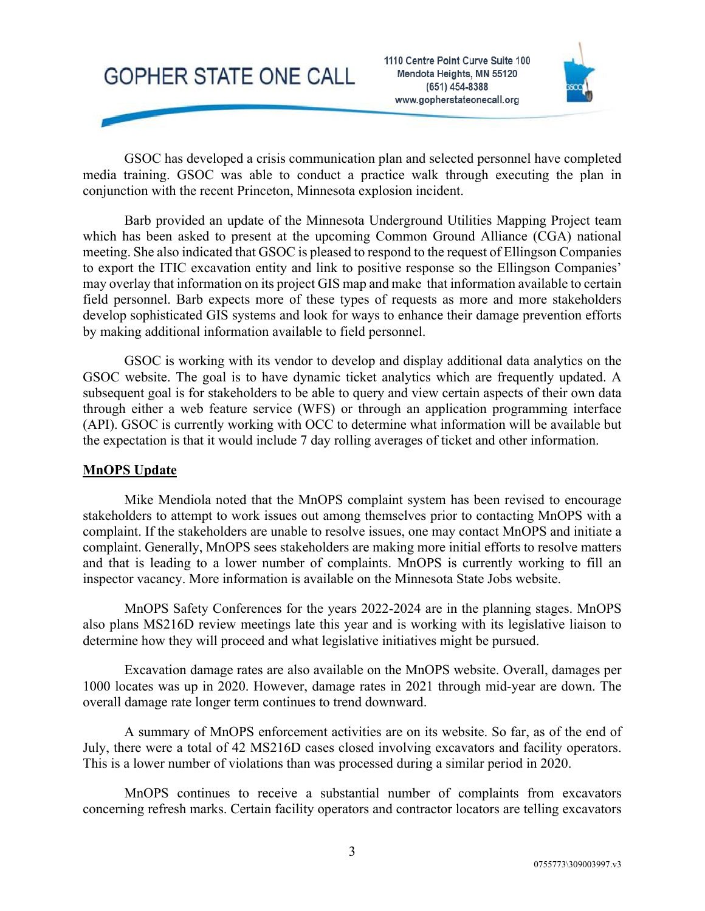GSOC has developed a crisis communication plan and selected personnel have completed media training. GSOC was able to conduct a practice walk through executing the plan in conjunction with the recent Princeton, Minnesota explosion incident.

Barb provided an update of the Minnesota Underground Utilities Mapping Project team which has been asked to present at the upcoming Common Ground Alliance (CGA) national meeting. She also indicated that GSOC is pleased to respond to the request of Ellingson Companies to export the ITIC excavation entity and link to positive response so the Ellingson Companies' may overlay that information on its project GIS map and make that information available to certain field personnel. Barb expects more of these types of requests as more and more stakeholders develop sophisticated GIS systems and look for ways to enhance their damage prevention efforts by making additional information available to field personnel.

GSOC is working with its vendor to develop and display additional data analytics on the GSOC website. The goal is to have dynamic ticket analytics which are frequently updated. A subsequent goal is for stakeholders to be able to query and view certain aspects of their own data through either a web feature service (WFS) or through an application programming interface (API). GSOC is currently working with OCC to determine what information will be available but the expectation is that it would include 7 day rolling averages of ticket and other information.

**MnOPS Update**

Mike Mendiola noted that the MnOPS complaint system has been revised to encourage stakeholders to attempt to work issues out among themselves prior to contacting MnOPS with a complaint. If the stakeholders are unable to resolve issues, one may contact MnOPS and initiate a complaint. Generally, MnOPS sees stakeholders are making more initial efforts to resolve matters and that is leading to a lower number of complaints. MnOPS is currently working to fill an inspector vacancy. More information is available on the Minnesota State Jobs website.

MnOPS Safety Conferences for the years 2022-2024 are in the planning stages. MnOPS also plans MS216D review meetings late this year and is working with its legislative liaison to determine how they will proceed and what legislative initiatives might be pursued.

Excavation damage rates are also available on the MnOPS website. Overall, damages per 1000 locates was up in 2020. However, damage rates in 2021 through mid-year are down. The overall damage rate longer term continues to trend downward.

A summary of MnOPS enforcement activities are on its website. So far, as of the end of July, there were a total of 42 MS216D cases closed involving excavators and facility operators. This is a lower number of violations than was processed during a similar period in 2020.

MnOPS continues to receive a substantial number of complaints from excavators concerning refresh marks. Certain facility operators and contractor locators are telling excavators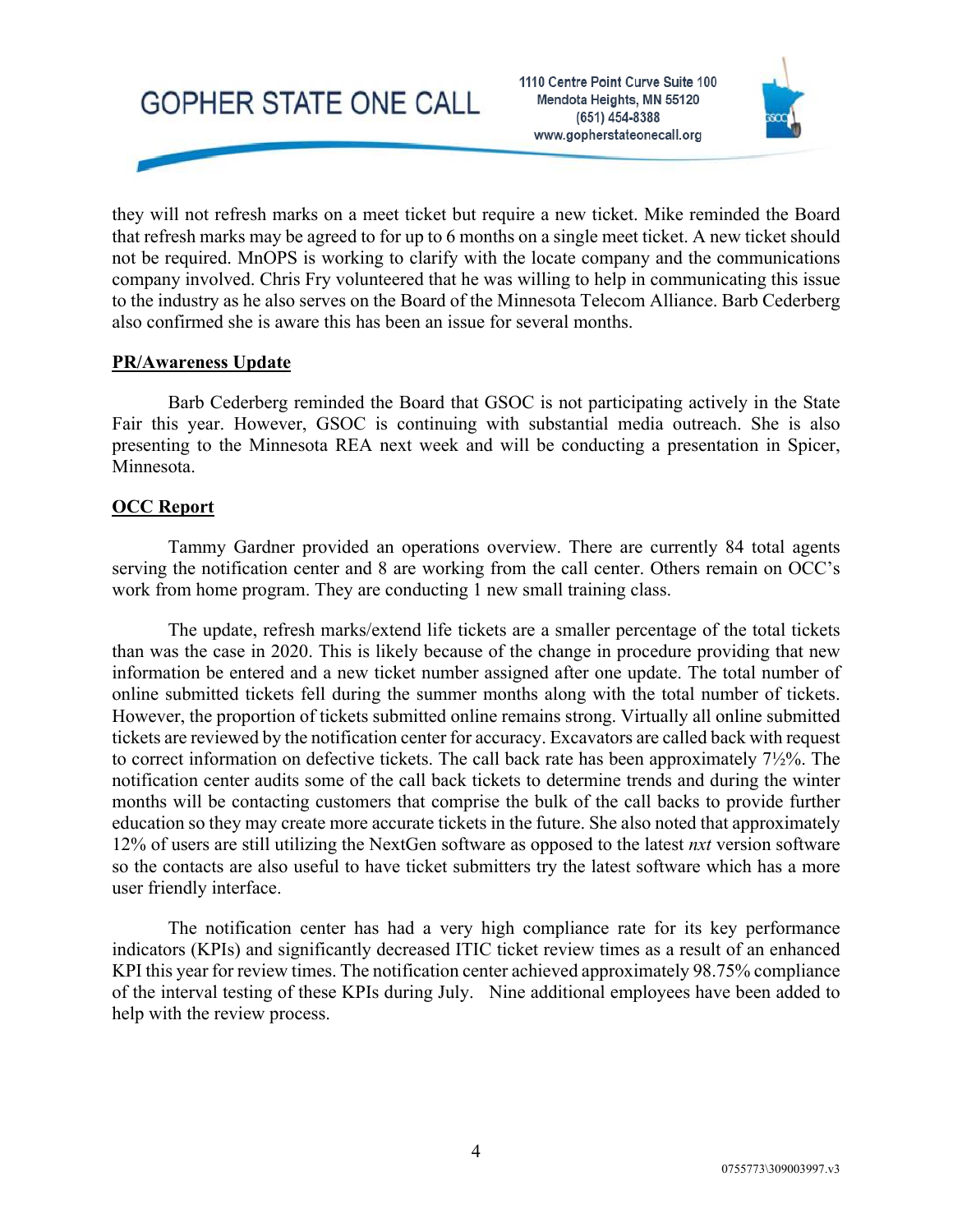they will not refresh marks on a meet ticket but require a new ticket. Mike reminded the Board that refresh marks may be agreed to for up to 6 months on a single meet ticket. A new ticket should not be required. MnOPS is working to clarify with the locate company and the communications company involved. Chris Fry volunteered that he was willing to help in communicating this issue to the industry as he also serves on the Board of the Minnesota Telecom Alliance. Barb Cederberg also confirmed she is aware this has been an issue for several months.

**PR/Awareness Update**

Barb Cederberg reminded the Board that GSOC is not participating actively in the State Fair this year. However, GSOC is continuing with substantial media outreach. She is also presenting to the Minnesota REA next week and will be conducting a presentation in Spicer, Minnesota.

**OCC Report**

Tammy Gardner provided an operations overview. There are currently 84 total agents serving the notification center and 8 are working from the call center. Others remain on OCC's work from home program. They are conducting 1 new small training class.

The update, refresh marks/extend life tickets are a smaller percentage of the total tickets than was the case in 2020. This is likely because of the change in procedure providing that new information be entered and a new ticket number assigned after one update. The total number of online submitted tickets fell during the summer months along with the total number of tickets. However, the proportion of tickets submitted online remains strong. Virtually all online submitted tickets are reviewed by the notification center for accuracy. Excavators are called back with request to correct information on defective tickets. The call back rate has been approximately 7½%. The notification center audits some of the call back tickets to determine trends and during the winter months will be contacting customers that comprise the bulk of the call backs to provide further education so they may create more accurate tickets in the future. She also noted that approximately 12% of users are still utilizing the NextGen software as opposed to the latest *nxt* version software so the contacts are also useful to have ticket submitters try the latest software which has a more user friendly interface.

The notification center has had a very high compliance rate for its key performance indicators (KPIs) and significantly decreased ITIC ticket review times as a result of an enhanced KPI this year for review times. The notification center achieved approximately 98.75% compliance of the interval testing of these KPIs during July. Nine additional employees have been added to help with the review process.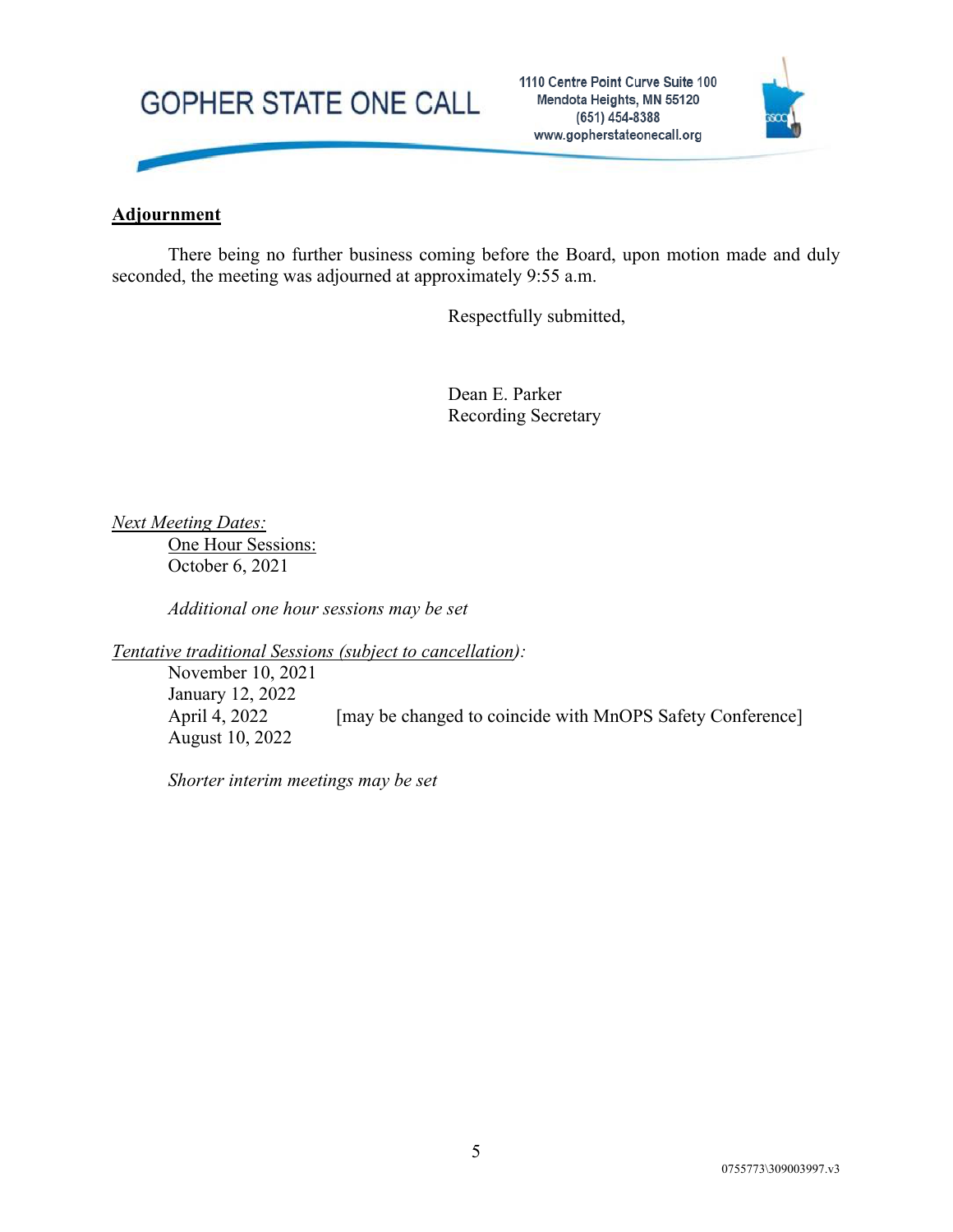**Adjournment**

There being no further business coming before the Board, upon motion made and duly seconded, the meeting was adjourned at approximately 9:55 a.m.

Respectfully submitted,

Dean E. Parker
Recording Secretary

*Next Meeting Dates:*

One Hour Sessions:
October 6, 2021

*Additional one hour sessions may be set*

*Tentative traditional Sessions (subject to cancellation):*

November 10, 2021
January 12, 2022
April 4, 2022 [may be changed to coincide with MnOPS Safety Conference]
August 10, 2022

*Shorter interim meetings may be set*

0755773\309003997.v3